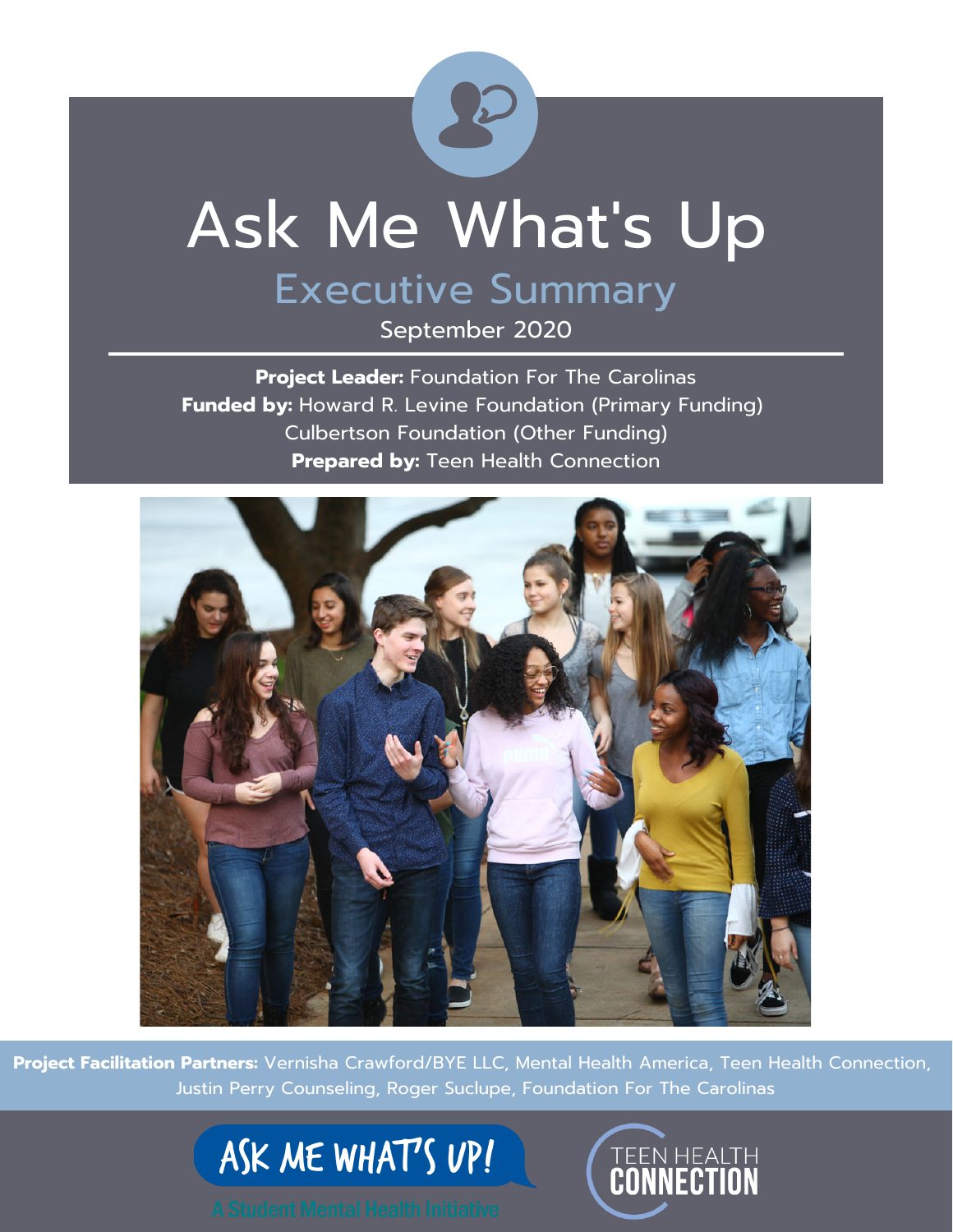# Ask Me What's Up

## Executive Summary

September 2020

**Project Leader:** Foundation For The Carolinas
**Funded by:** Howard R. Levine Foundation (Primary Funding)
Culbertson Foundation (Other Funding)
**Prepared by:** Teen Health Connection

**Project Facilitation Partners:** Vernisha Crawford/BYE LLC, Mental Health America, Teen Health Connection, Justin Perry Counseling, Roger Suclupe, Foundation For The Carolinas

ASK ME WHAT'S UP!
A Student Mental Health Initiative

TEEN HEALTH CONNECTION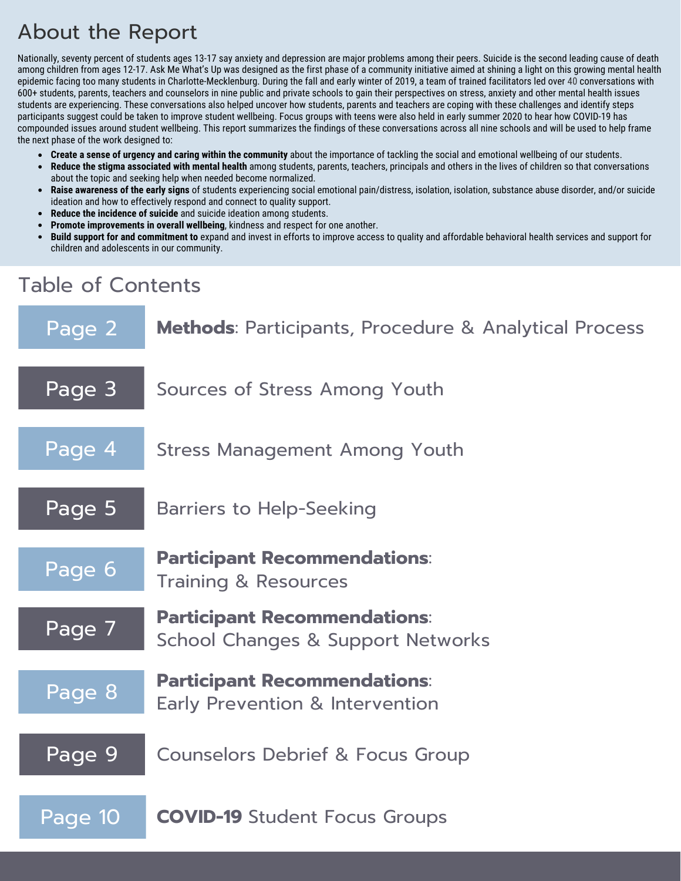## About the Report

Nationally, seventy percent of students ages 13-17 say anxiety and depression are major problems among their peers. Suicide is the second leading cause of death among children from ages 12-17. Ask Me What's Up was designed as the first phase of a community initiative aimed at shining a light on this growing mental health epidemic facing too many students in Charlotte-Mecklenburg. During the fall and early winter of 2019, a team of trained facilitators led over 40 conversations with 600+ students, parents, teachers and counselors in nine public and private schools to gain their perspectives on stress, anxiety and other mental health issues students are experiencing. These conversations also helped uncover how students, parents and teachers are coping with these challenges and identify steps participants suggest could be taken to improve student wellbeing. Focus groups with teens were also held in early summer 2020 to hear how COVID-19 has compounded issues around student wellbeing. This report summarizes the findings of these conversations across all nine schools and will be used to help frame the next phase of the work designed to:

- **Create a sense of urgency and caring within the community** about the importance of tackling the social and emotional wellbeing of our students.
- **Reduce the stigma associated with mental health** among students, parents, teachers, principals and others in the lives of children so that conversations about the topic and seeking help when needed become normalized.
- **Raise awareness of the early signs** of students experiencing social emotional pain/distress, isolation, isolation, substance abuse disorder, and/or suicide ideation and how to effectively respond and connect to quality support.
- **Reduce the incidence of suicide** and suicide ideation among students.
- **Promote improvements in overall wellbeing**, kindness and respect for one another.
- **Build support for and commitment to** expand and invest in efforts to improve access to quality and affordable behavioral health services and support for children and adolescents in our community.

## Table of Contents

| Page | Section |
| --- | --- |
| Page 2 | **Methods**: Participants, Procedure & Analytical Process |
| Page 3 | Sources of Stress Among Youth |
| Page 4 | Stress Management Among Youth |
| Page 5 | Barriers to Help-Seeking |
| Page 6 | **Participant Recommendations**: Training & Resources |
| Page 7 | **Participant Recommendations**: School Changes & Support Networks |
| Page 8 | **Participant Recommendations**: Early Prevention & Intervention |
| Page 9 | Counselors Debrief & Focus Group |
| Page 10 | **COVID-19** Student Focus Groups |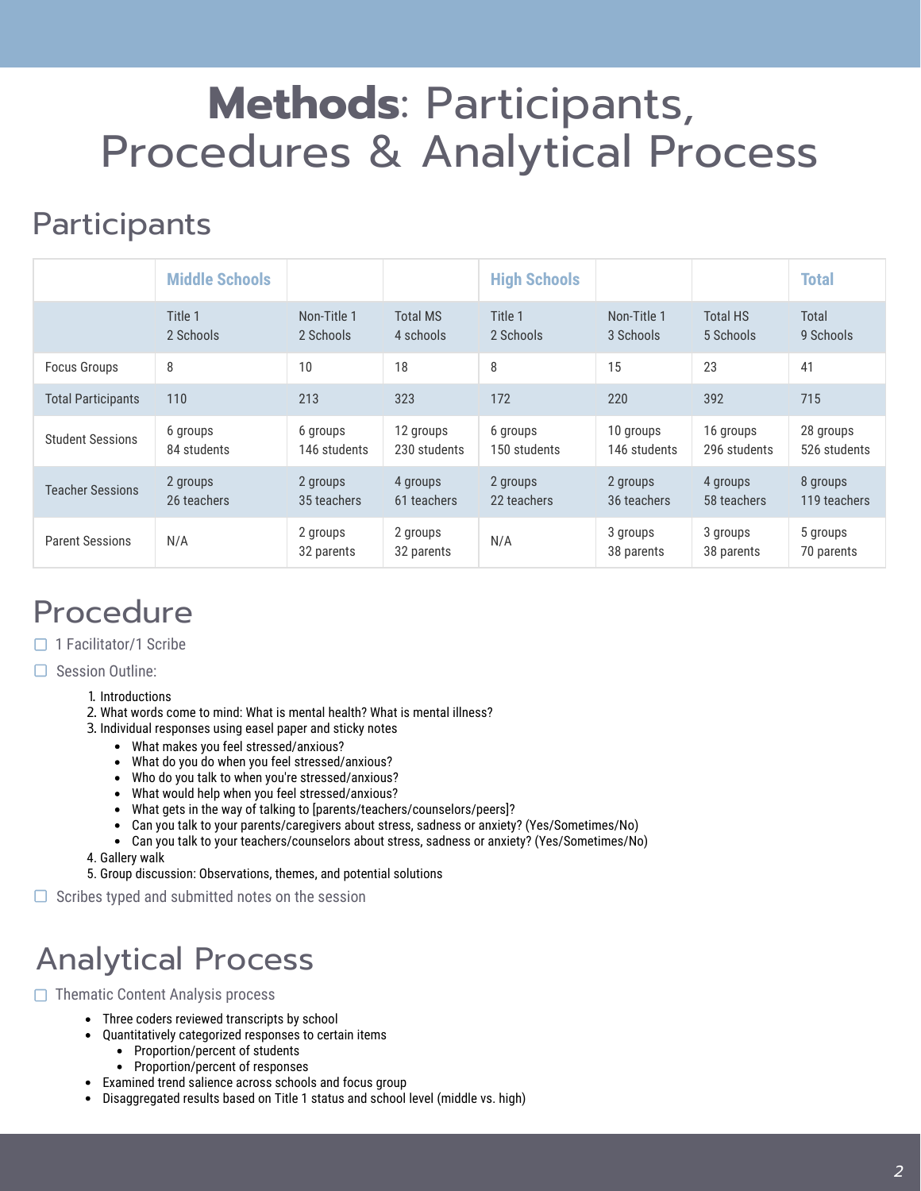# **Methods**: Participants, Procedures & Analytical Process

## Participants

| | Middle Schools | | | High Schools | | | Total |
|---|---|---|---|---|---|---|---|
| | Title 1<br>2 Schools | Non-Title 1<br>2 Schools | Total MS<br>4 schools | Title 1<br>2 Schools | Non-Title 1<br>3 Schools | Total HS<br>5 Schools | Total<br>9 Schools |
| Focus Groups | 8 | 10 | 18 | 8 | 15 | 23 | 41 |
| Total Participants | 110 | 213 | 323 | 172 | 220 | 392 | 715 |
| Student Sessions | 6 groups<br>84 students | 6 groups<br>146 students | 12 groups<br>230 students | 6 groups<br>150 students | 10 groups<br>146 students | 16 groups<br>296 students | 28 groups<br>526 students |
| Teacher Sessions | 2 groups<br>26 teachers | 2 groups<br>35 teachers | 4 groups<br>61 teachers | 2 groups<br>22 teachers | 2 groups<br>36 teachers | 4 groups<br>58 teachers | 8 groups<br>119 teachers |
| Parent Sessions | N/A | 2 groups<br>32 parents | 2 groups<br>32 parents | N/A | 3 groups<br>38 parents | 3 groups<br>38 parents | 5 groups<br>70 parents |

## Procedure

- 1 Facilitator/1 Scribe
- Session Outline:
  1. Introductions
  2. What words come to mind: What is mental health? What is mental illness?
  3. Individual responses using easel paper and sticky notes
     - What makes you feel stressed/anxious?
     - What do you do when you feel stressed/anxious?
     - Who do you talk to when you're stressed/anxious?
     - What would help when you feel stressed/anxious?
     - What gets in the way of talking to [parents/teachers/counselors/peers]?
     - Can you talk to your parents/caregivers about stress, sadness or anxiety? (Yes/Sometimes/No)
     - Can you talk to your teachers/counselors about stress, sadness or anxiety? (Yes/Sometimes/No)
  4. Gallery walk
  5. Group discussion: Observations, themes, and potential solutions
- Scribes typed and submitted notes on the session

## Analytical Process

- Thematic Content Analysis process
  - Three coders reviewed transcripts by school
  - Quantitatively categorized responses to certain items
    - Proportion/percent of students
    - Proportion/percent of responses
  - Examined trend salience across schools and focus group
  - Disaggregated results based on Title 1 status and school level (middle vs. high)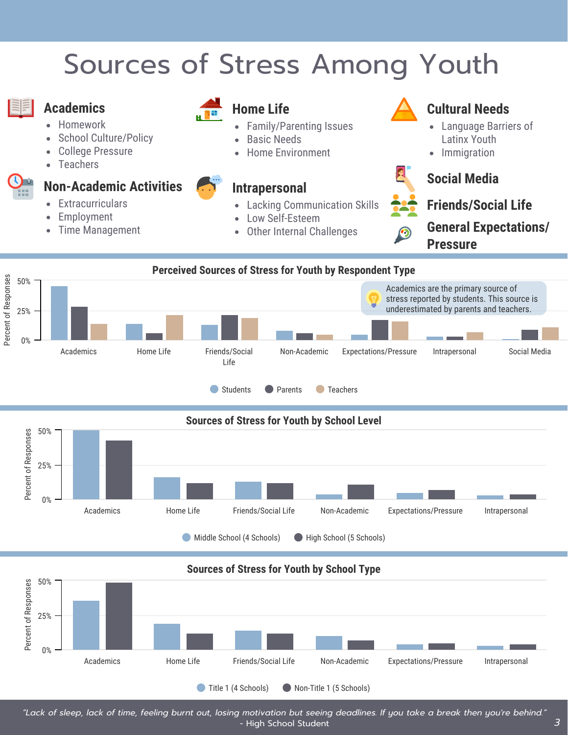# Sources of Stress Among Youth

### Academics

- Homework
- School Culture/Policy
- College Pressure
- Teachers

### Non-Academic Activities

- Extracurriculars
- Employment
- Time Management

### Home Life

- Family/Parenting Issues
- Basic Needs
- Home Environment

### Intrapersonal

- Lacking Communication Skills
- Low Self-Esteem
- Other Internal Challenges

### Cultural Needs

- Language Barriers of Latinx Youth
- Immigration

### Social Media

### Friends/Social Life

### General Expectations/ Pressure

**Perceived Sources of Stress for Youth by Respondent Type**

Academics are the primary source of stress reported by students. This source is underestimated by parents and teachers.

Percent of Responses: 0%, 25%, 50%

Academics, Home Life, Friends/Social Life, Non-Academic, Expectations/Pressure, Intrapersonal, Social Media

Students, Parents, Teachers

**Sources of Stress for Youth by School Level**

Percent of Responses: 0%, 25%, 50%

Academics, Home Life, Friends/Social Life, Non-Academic, Expectations/Pressure, Intrapersonal

Middle School (4 Schools), High School (5 Schools)

**Sources of Stress for Youth by School Type**

Percent of Responses: 0%, 25%, 50%

Academics, Home Life, Friends/Social Life, Non-Academic, Expectations/Pressure, Intrapersonal

Title 1 (4 Schools), Non-Title 1 (5 Schools)

*"Lack of sleep, lack of time, feeling burnt out, losing motivation but seeing deadlines. If you take a break then you're behind."*
- High School Student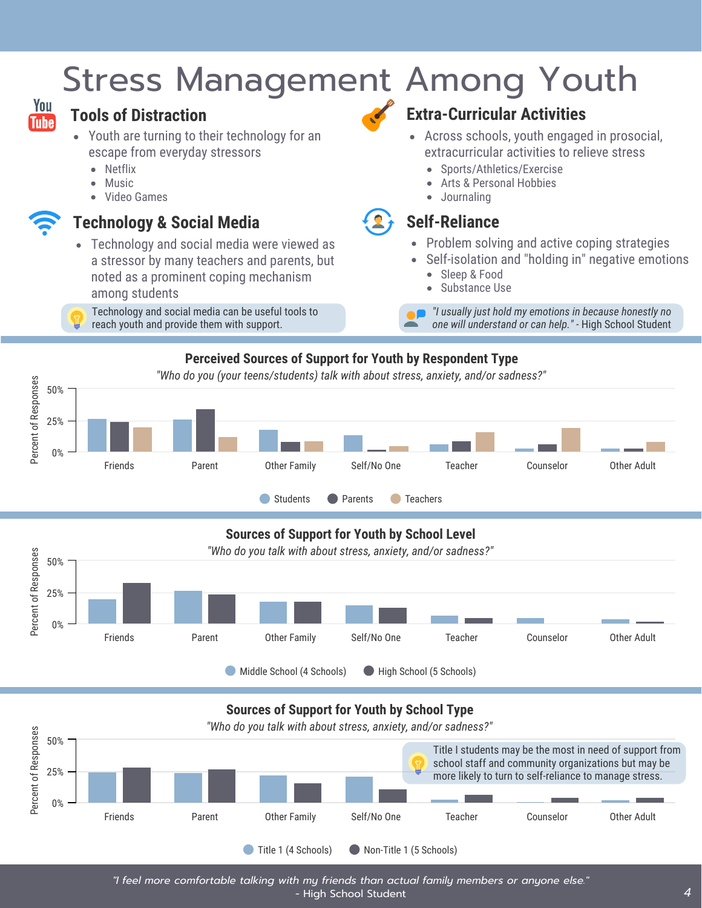# Stress Management Among Youth

## Tools of Distraction

- Youth are turning to their technology for an escape from everyday stressors
  - Netflix
  - Music
  - Video Games

## Technology & Social Media

- Technology and social media were viewed as a stressor by many teachers and parents, but noted as a prominent coping mechanism among students

Technology and social media can be useful tools to reach youth and provide them with support.

## Extra-Curricular Activities

- Across schools, youth engaged in prosocial, extracurricular activities to relieve stress
  - Sports/Athletics/Exercise
  - Arts & Personal Hobbies
  - Journaling

## Self-Reliance

- Problem solving and active coping strategies
- Self-isolation and "holding in" negative emotions
  - Sleep & Food
  - Substance Use

*"I usually just hold my emotions in because honestly no one will understand or can help."* - High School Student

### Perceived Sources of Support for Youth by Respondent Type

*"Who do you (your teens/students) talk with about stress, anxiety, and/or sadness?"*

Percent of Responses (0%, 25%, 50%)

Categories: Friends, Parent, Other Family, Self/No One, Teacher, Counselor, Other Adult

Legend: Students, Parents, Teachers

### Sources of Support for Youth by School Level

*"Who do you talk with about stress, anxiety, and/or sadness?"*

Percent of Responses (0%, 25%, 50%)

Categories: Friends, Parent, Other Family, Self/No One, Teacher, Counselor, Other Adult

Legend: Middle School (4 Schools), High School (5 Schools)

### Sources of Support for Youth by School Type

*"Who do you talk with about stress, anxiety, and/or sadness?"*

Percent of Responses (0%, 25%, 50%)

Categories: Friends, Parent, Other Family, Self/No One, Teacher, Counselor, Other Adult

Legend: Title 1 (4 Schools), Non-Title 1 (5 Schools)

Title I students may be the most in need of support from school staff and community organizations but may be more likely to turn to self-reliance to manage stress.

*"I feel more comfortable talking with my friends than actual family members or anyone else."*
- High School Student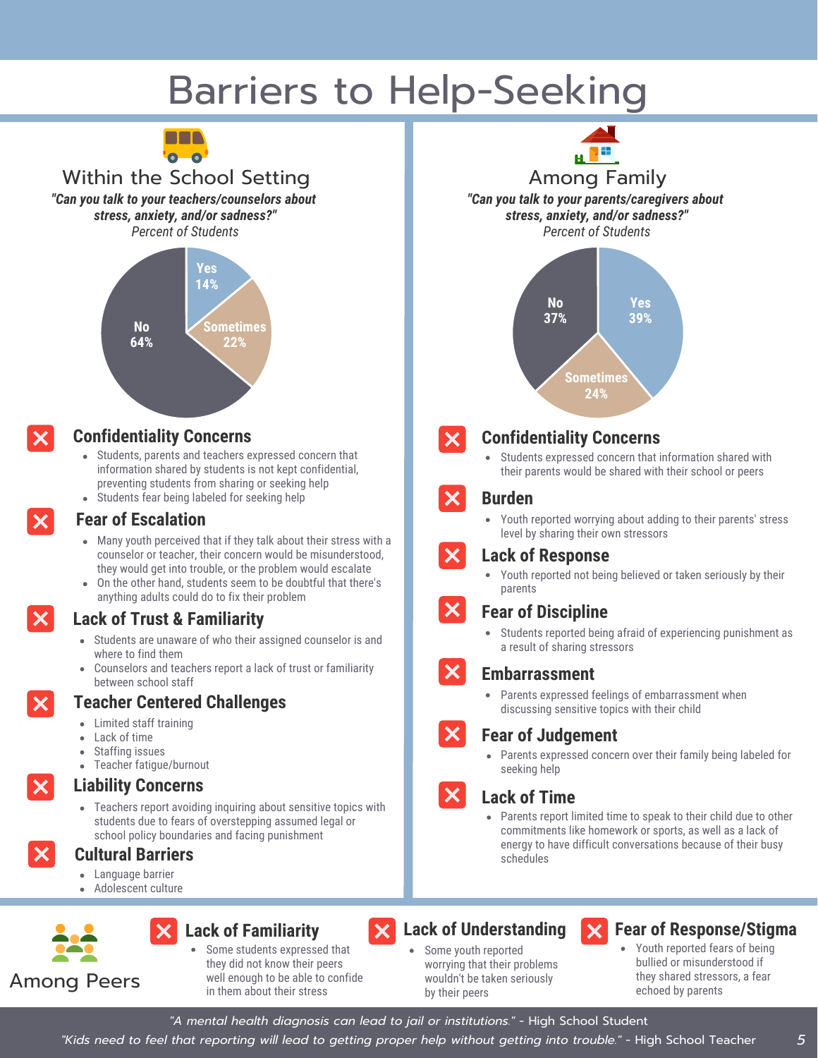# Barriers to Help-Seeking

## Within the School Setting

***"Can you talk to your teachers/counselors about stress, anxiety, and/or sadness?"***
*Percent of Students*

| Response | Percent |
|---|---|
| Yes | 14% |
| Sometimes | 22% |
| No | 64% |

### Confidentiality Concerns

- Students, parents and teachers expressed concern that information shared by students is not kept confidential, preventing students from sharing or seeking help
- Students fear being labeled for seeking help

### Fear of Escalation

- Many youth perceived that if they talk about their stress with a counselor or teacher, their concern would be misunderstood, they would get into trouble, or the problem would escalate
- On the other hand, students seem to be doubtful that there's anything adults could do to fix their problem

### Lack of Trust & Familiarity

- Students are unaware of who their assigned counselor is and where to find them
- Counselors and teachers report a lack of trust or familiarity between school staff

### Teacher Centered Challenges

- Limited staff training
- Lack of time
- Staffing issues
- Teacher fatigue/burnout

### Liability Concerns

- Teachers report avoiding inquiring about sensitive topics with students due to fears of overstepping assumed legal or school policy boundaries and facing punishment

### Cultural Barriers

- Language barrier
- Adolescent culture

## Among Family

***"Can you talk to your parents/caregivers about stress, anxiety, and/or sadness?"***
*Percent of Students*

| Response | Percent |
|---|---|
| Yes | 39% |
| Sometimes | 24% |
| No | 37% |

### Confidentiality Concerns

- Students expressed concern that information shared with their parents would be shared with their school or peers

### Burden

- Youth reported worrying about adding to their parents' stress level by sharing their own stressors

### Lack of Response

- Youth reported not being believed or taken seriously by their parents

### Fear of Discipline

- Students reported being afraid of experiencing punishment as a result of sharing stressors

### Embarrassment

- Parents expressed feelings of embarrassment when discussing sensitive topics with their child

### Fear of Judgement

- Parents expressed concern over their family being labeled for seeking help

### Lack of Time

- Parents report limited time to speak to their child due to other commitments like homework or sports, as well as a lack of energy to have difficult conversations because of their busy schedules

## Among Peers

### Lack of Familiarity

- Some students expressed that they did not know their peers well enough to be able to confide in them about their stress

### Lack of Understanding

- Some youth reported worrying that their problems wouldn't be taken seriously by their peers

### Fear of Response/Stigma

- Youth reported fears of being bullied or misunderstood if they shared stressors, a fear echoed by parents

*"A mental health diagnosis can lead to jail or institutions."* - High School Student

*"Kids need to feel that reporting will lead to getting proper help without getting into trouble."* - High School Teacher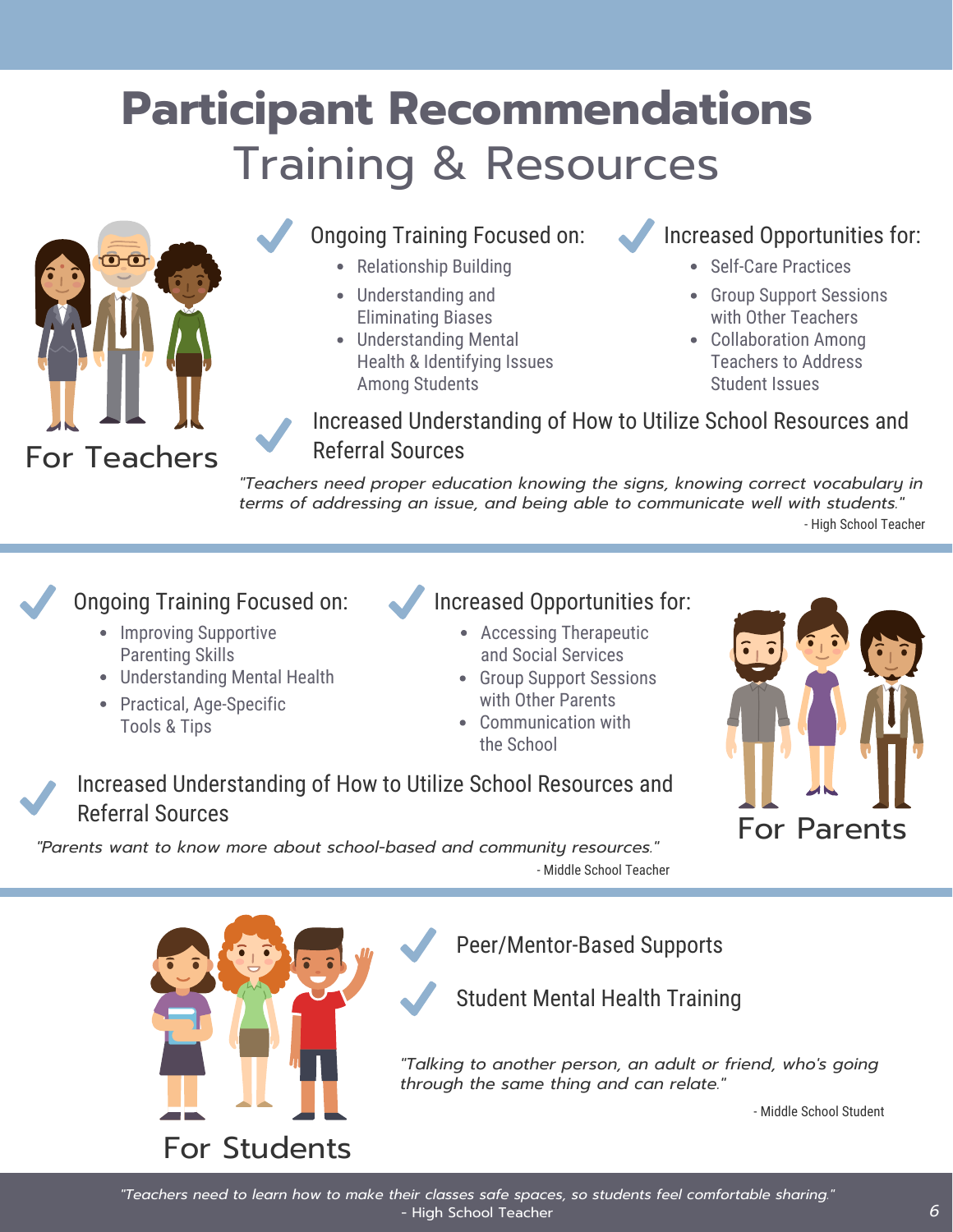# Participant Recommendations

## Training & Resources

### For Teachers

**Ongoing Training Focused on:**

- Relationship Building
- Understanding and Eliminating Biases
- Understanding Mental Health & Identifying Issues Among Students

**Increased Opportunities for:**

- Self-Care Practices
- Group Support Sessions with Other Teachers
- Collaboration Among Teachers to Address Student Issues

**Increased Understanding of How to Utilize School Resources and Referral Sources**

*"Teachers need proper education knowing the signs, knowing correct vocabulary in terms of addressing an issue, and being able to communicate well with students."*

- High School Teacher

### For Parents

**Ongoing Training Focused on:**

- Improving Supportive Parenting Skills
- Understanding Mental Health
- Practical, Age-Specific Tools & Tips

**Increased Opportunities for:**

- Accessing Therapeutic and Social Services
- Group Support Sessions with Other Parents
- Communication with the School

**Increased Understanding of How to Utilize School Resources and Referral Sources**

*"Parents want to know more about school-based and community resources."*

- Middle School Teacher

### For Students

**Peer/Mentor-Based Supports**

**Student Mental Health Training**

*"Talking to another person, an adult or friend, who's going through the same thing and can relate."*

- Middle School Student

*"Teachers need to learn how to make their classes safe spaces, so students feel comfortable sharing."*

- High School Teacher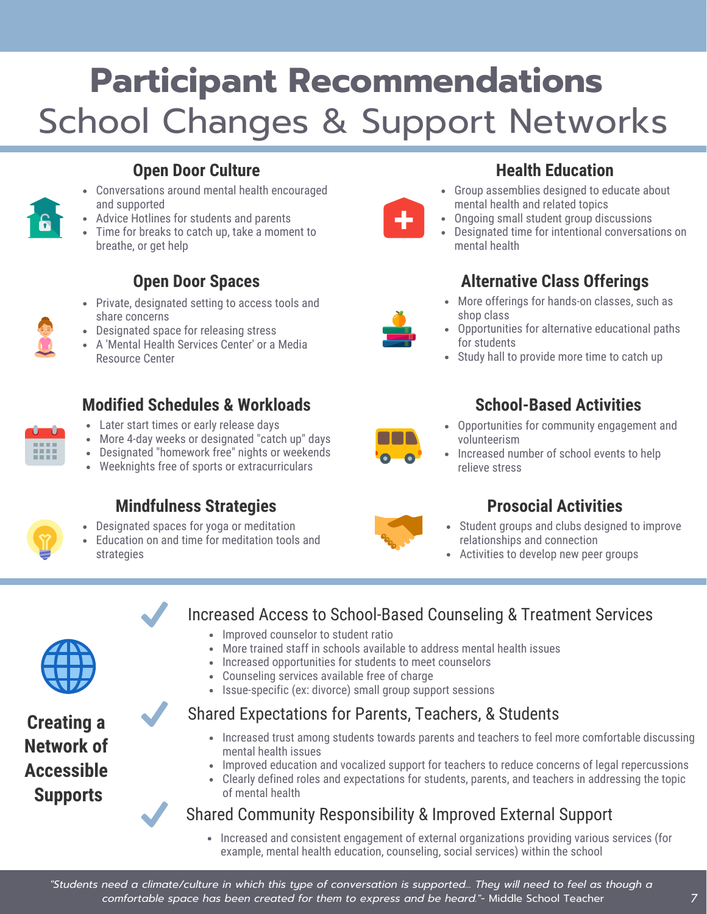# Participant Recommendations

## School Changes & Support Networks

### Open Door Culture

- Conversations around mental health encouraged and supported
- Advice Hotlines for students and parents
- Time for breaks to catch up, take a moment to breathe, or get help

### Health Education

- Group assemblies designed to educate about mental health and related topics
- Ongoing small student group discussions
- Designated time for intentional conversations on mental health

### Open Door Spaces

- Private, designated setting to access tools and share concerns
- Designated space for releasing stress
- A 'Mental Health Services Center' or a Media Resource Center

### Alternative Class Offerings

- More offerings for hands-on classes, such as shop class
- Opportunities for alternative educational paths for students
- Study hall to provide more time to catch up

### Modified Schedules & Workloads

- Later start times or early release days
- More 4-day weeks or designated "catch up" days
- Designated "homework free" nights or weekends
- Weeknights free of sports or extracurriculars

### School-Based Activities

- Opportunities for community engagement and volunteerism
- Increased number of school events to help relieve stress

### Mindfulness Strategies

- Designated spaces for yoga or meditation
- Education on and time for meditation tools and strategies

### Prosocial Activities

- Student groups and clubs designed to improve relationships and connection
- Activities to develop new peer groups

## Creating a Network of Accessible Supports

### Increased Access to School-Based Counseling & Treatment Services

- Improved counselor to student ratio
- More trained staff in schools available to address mental health issues
- Increased opportunities for students to meet counselors
- Counseling services available free of charge
- Issue-specific (ex: divorce) small group support sessions

### Shared Expectations for Parents, Teachers, & Students

- Increased trust among students towards parents and teachers to feel more comfortable discussing mental health issues
- Improved education and vocalized support for teachers to reduce concerns of legal repercussions
- Clearly defined roles and expectations for students, parents, and teachers in addressing the topic of mental health

### Shared Community Responsibility & Improved External Support

- Increased and consistent engagement of external organizations providing various services (for example, mental health education, counseling, social services) within the school

*"Students need a climate/culture in which this type of conversation is supported... They will need to feel as though a comfortable space has been created for them to express and be heard."*- Middle School Teacher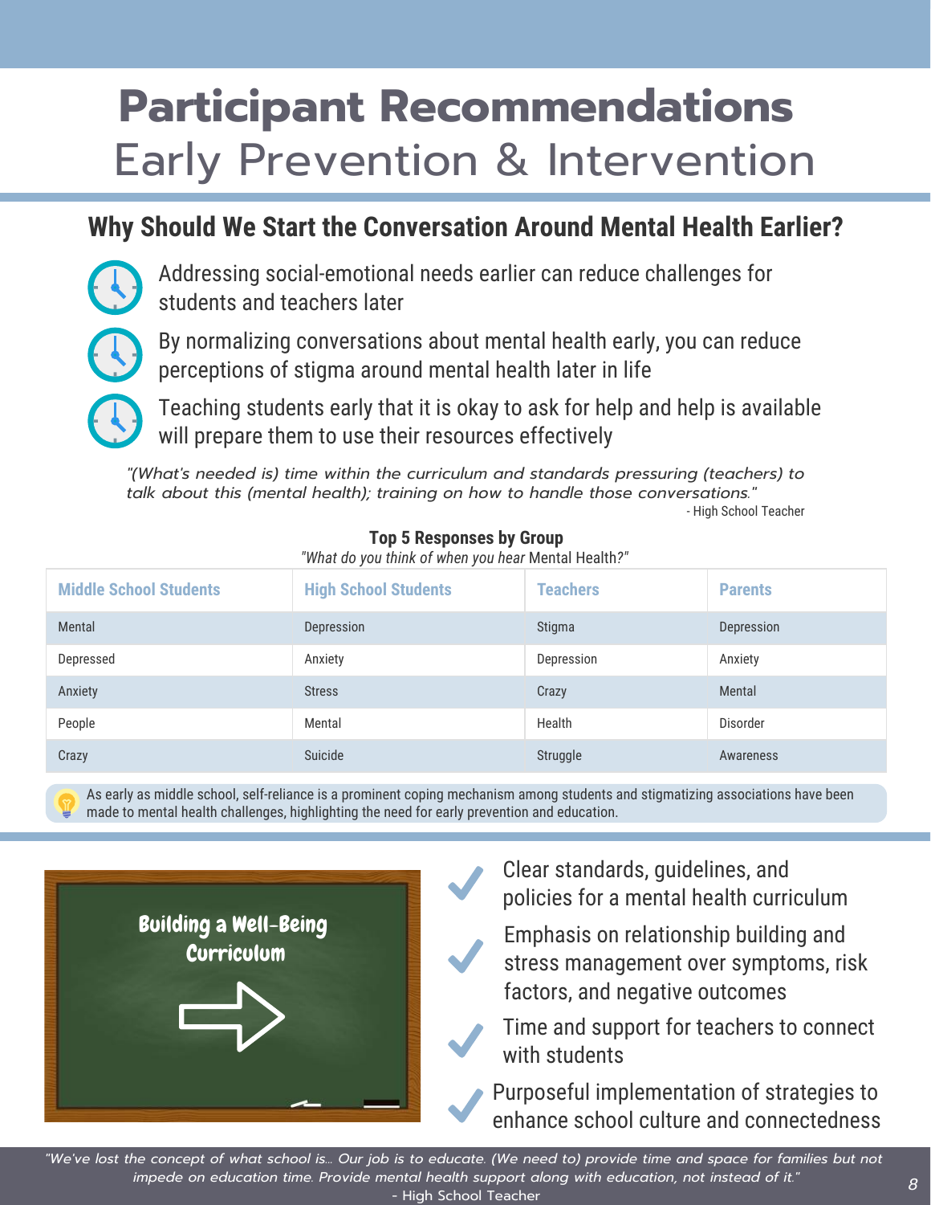# Participant Recommendations

## Early Prevention & Intervention

### Why Should We Start the Conversation Around Mental Health Earlier?

- Addressing social-emotional needs earlier can reduce challenges for students and teachers later
- By normalizing conversations about mental health early, you can reduce perceptions of stigma around mental health later in life
- Teaching students early that it is okay to ask for help and help is available will prepare them to use their resources effectively

*"(What's needed is) time within the curriculum and standards pressuring (teachers) to talk about this (mental health); training on how to handle those conversations."*

- High School Teacher

**Top 5 Responses by Group**

*"What do you think of when you hear* Mental Health?"

| Middle School Students | High School Students | Teachers | Parents |
|---|---|---|---|
| Mental | Depression | Stigma | Depression |
| Depressed | Anxiety | Depression | Anxiety |
| Anxiety | Stress | Crazy | Mental |
| People | Mental | Health | Disorder |
| Crazy | Suicide | Struggle | Awareness |

As early as middle school, self-reliance is a prominent coping mechanism among students and stigmatizing associations have been made to mental health challenges, highlighting the need for early prevention and education.

**Building a Well-Being Curriculum**

- Clear standards, guidelines, and policies for a mental health curriculum
- Emphasis on relationship building and stress management over symptoms, risk factors, and negative outcomes
- Time and support for teachers to connect with students
- Purposeful implementation of strategies to enhance school culture and connectedness

*"We've lost the concept of what school is... Our job is to educate. (We need to) provide time and space for families but not impede on education time. Provide mental health support along with education, not instead of it."*

- High School Teacher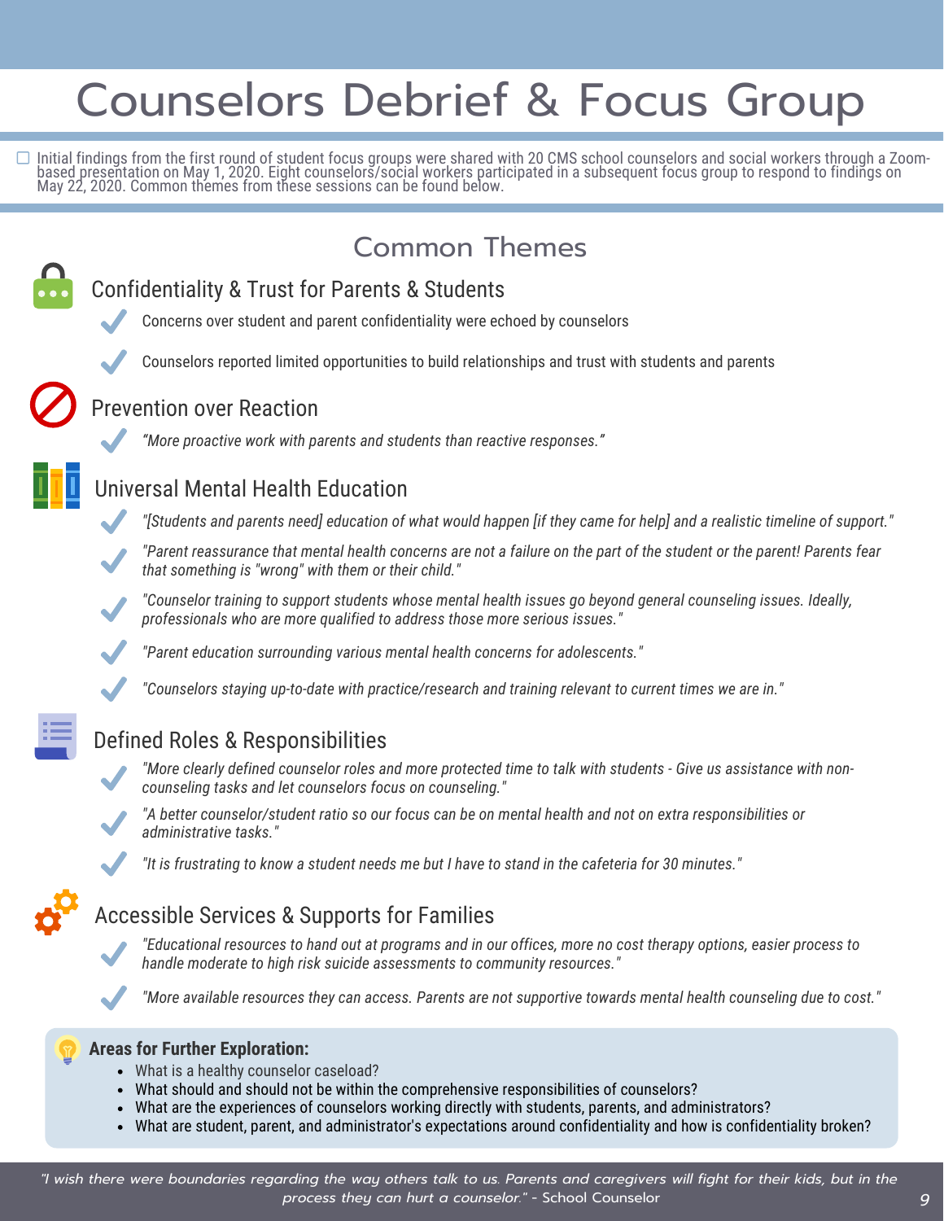# Counselors Debrief & Focus Group

- Initial findings from the first round of student focus groups were shared with 20 CMS school counselors and social workers through a Zoom-based presentation on May 1, 2020. Eight counselors/social workers participated in a subsequent focus group to respond to findings on May 22, 2020. Common themes from these sessions can be found below.

## Common Themes

### Confidentiality & Trust for Parents & Students

- Concerns over student and parent confidentiality were echoed by counselors
- Counselors reported limited opportunities to build relationships and trust with students and parents

### Prevention over Reaction

- *"More proactive work with parents and students than reactive responses."*

### Universal Mental Health Education

- *"[Students and parents need] education of what would happen [if they came for help] and a realistic timeline of support."*
- *"Parent reassurance that mental health concerns are not a failure on the part of the student or the parent! Parents fear that something is "wrong" with them or their child."*
- *"Counselor training to support students whose mental health issues go beyond general counseling issues. Ideally, professionals who are more qualified to address those more serious issues."*
- *"Parent education surrounding various mental health concerns for adolescents."*
- *"Counselors staying up-to-date with practice/research and training relevant to current times we are in."*

### Defined Roles & Responsibilities

- *"More clearly defined counselor roles and more protected time to talk with students - Give us assistance with non-counseling tasks and let counselors focus on counseling."*
- *"A better counselor/student ratio so our focus can be on mental health and not on extra responsibilities or administrative tasks."*
- *"It is frustrating to know a student needs me but I have to stand in the cafeteria for 30 minutes."*

### Accessible Services & Supports for Families

- *"Educational resources to hand out at programs and in our offices, more no cost therapy options, easier process to handle moderate to high risk suicide assessments to community resources."*
- *"More available resources they can access. Parents are not supportive towards mental health counseling due to cost."*

**Areas for Further Exploration:**

- What is a healthy counselor caseload?
- What should and should not be within the comprehensive responsibilities of counselors?
- What are the experiences of counselors working directly with students, parents, and administrators?
- What are student, parent, and administrator's expectations around confidentiality and how is confidentiality broken?

*"I wish there were boundaries regarding the way others talk to us. Parents and caregivers will fight for their kids, but in the process they can hurt a counselor."* - School Counselor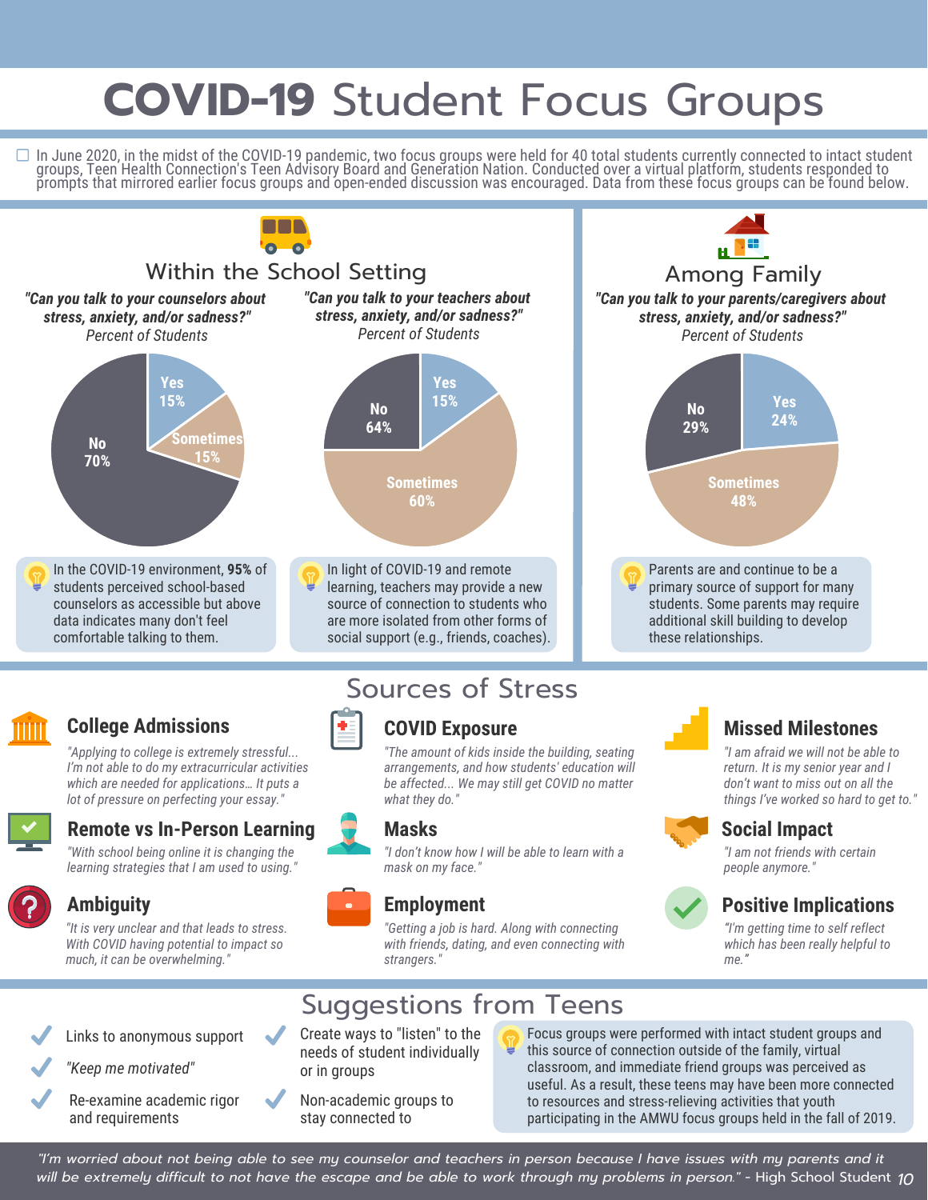# COVID-19 Student Focus Groups

In June 2020, in the midst of the COVID-19 pandemic, two focus groups were held for 40 total students currently connected to intact student groups, Teen Health Connection's Teen Advisory Board and Generation Nation. Conducted over a virtual platform, students responded to prompts that mirrored earlier focus groups and open-ended discussion was encouraged. Data from these focus groups can be found below.

## Within the School Setting

***"Can you talk to your counselors about stress, anxiety, and/or sadness?"***

*Percent of Students*

Yes 15%
Sometimes 15%
No 70%

In the COVID-19 environment, **95%** of students perceived school-based counselors as accessible but above data indicates many don't feel comfortable talking to them.

***"Can you talk to your teachers about stress, anxiety, and/or sadness?"***

*Percent of Students*

Yes 15%
Sometimes 60%
No 64%

In light of COVID-19 and remote learning, teachers may provide a new source of connection to students who are more isolated from other forms of social support (e.g., friends, coaches).

## Among Family

***"Can you talk to your parents/caregivers about stress, anxiety, and/or sadness?"***

*Percent of Students*

Yes 24%
Sometimes 48%
No 29%

Parents are and continue to be a primary source of support for many students. Some parents may require additional skill building to develop these relationships.

## Sources of Stress

### College Admissions

*"Applying to college is extremely stressful... I'm not able to do my extracurricular activities which are needed for applications... It puts a lot of pressure on perfecting your essay."*

### Remote vs In-Person Learning

*"With school being online it is changing the learning strategies that I am used to using."*

### Ambiguity

*"It is very unclear and that leads to stress. With COVID having potential to impact so much, it can be overwhelming."*

### COVID Exposure

*"The amount of kids inside the building, seating arrangements, and how students' education will be affected... We may still get COVID no matter what they do."*

### Masks

*"I don't know how I will be able to learn with a mask on my face."*

### Employment

*"Getting a job is hard. Along with connecting with friends, dating, and even connecting with strangers."*

### Missed Milestones

*"I am afraid we will not be able to return. It is my senior year and I don't want to miss out on all the things I've worked so hard to get to."*

### Social Impact

*"I am not friends with certain people anymore."*

### Positive Implications

*"I'm getting time to self reflect which has been really helpful to me."*

## Suggestions from Teens

- Links to anonymous support
- *"Keep me motivated"*
- Re-examine academic rigor and requirements
- Create ways to "listen" to the needs of student individually or in groups
- Non-academic groups to stay connected to

Focus groups were performed with intact student groups and this source of connection outside of the family, virtual classroom, and immediate friend groups was perceived as useful. As a result, these teens may have been more connected to resources and stress-relieving activities that youth participating in the AMWU focus groups held in the fall of 2019.

*"I'm worried about not being able to see my counselor and teachers in person because I have issues with my parents and it will be extremely difficult to not have the escape and be able to work through my problems in person."* - High School Student